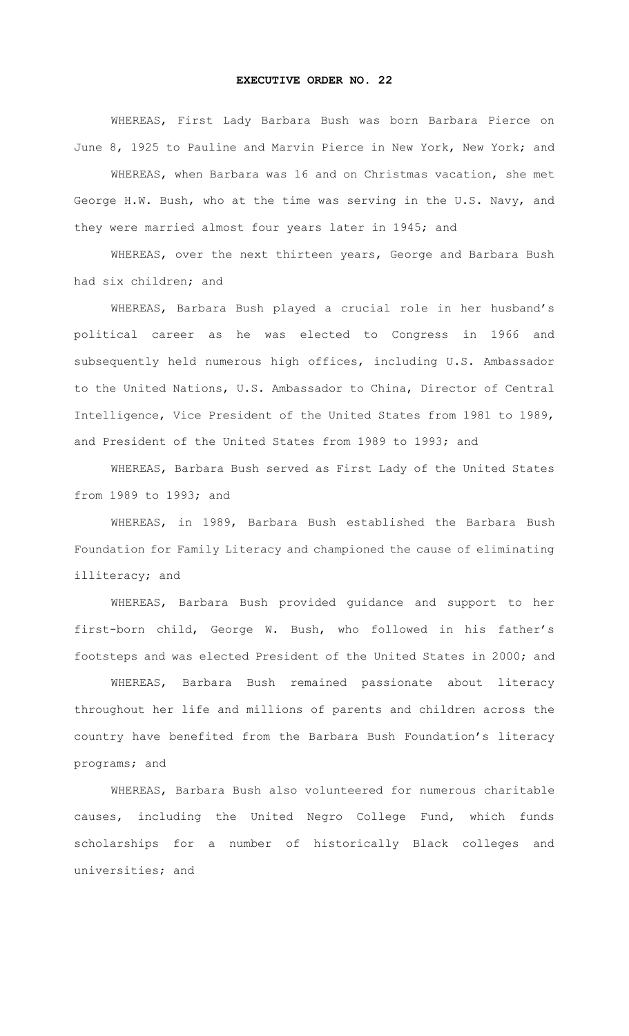**EXECUTIVE ORDER NO. 22**

WHEREAS, First Lady Barbara Bush was born Barbara Pierce on June 8, 1925 to Pauline and Marvin Pierce in New York, New York; and

WHEREAS, when Barbara was 16 and on Christmas vacation, she met George H.W. Bush, who at the time was serving in the U.S. Navy, and they were married almost four years later in 1945; and

WHEREAS, over the next thirteen years, George and Barbara Bush had six children; and

WHEREAS, Barbara Bush played a crucial role in her husband's political career as he was elected to Congress in 1966 and subsequently held numerous high offices, including U.S. Ambassador to the United Nations, U.S. Ambassador to China, Director of Central Intelligence, Vice President of the United States from 1981 to 1989, and President of the United States from 1989 to 1993; and

WHEREAS, Barbara Bush served as First Lady of the United States from 1989 to 1993; and

WHEREAS, in 1989, Barbara Bush established the Barbara Bush Foundation for Family Literacy and championed the cause of eliminating illiteracy; and

WHEREAS, Barbara Bush provided guidance and support to her first-born child, George W. Bush, who followed in his father's footsteps and was elected President of the United States in 2000; and

WHEREAS, Barbara Bush remained passionate about literacy throughout her life and millions of parents and children across the country have benefited from the Barbara Bush Foundation's literacy programs; and

WHEREAS, Barbara Bush also volunteered for numerous charitable causes, including the United Negro College Fund, which funds scholarships for a number of historically Black colleges and universities; and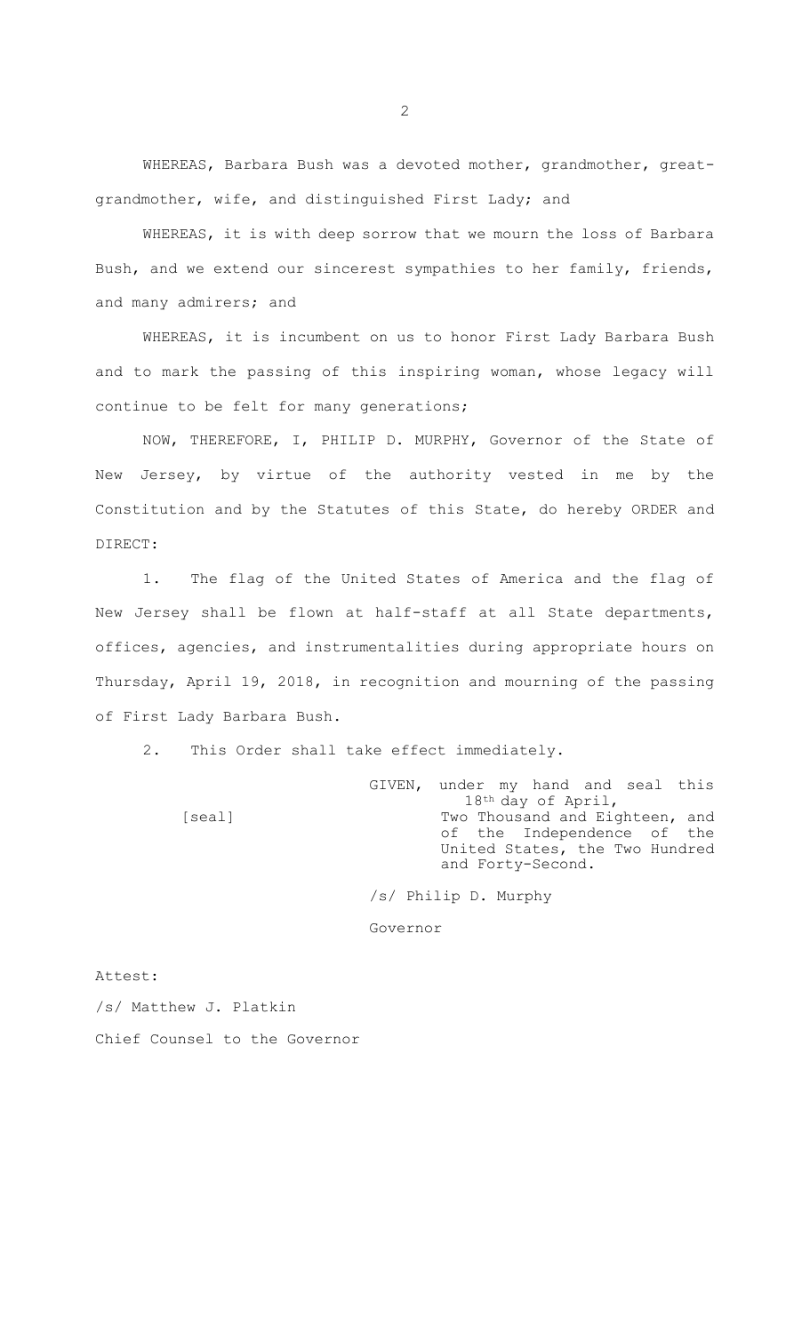WHEREAS, Barbara Bush was a devoted mother, grandmother, great-grandmother, wife, and distinguished First Lady; and

WHEREAS, it is with deep sorrow that we mourn the loss of Barbara Bush, and we extend our sincerest sympathies to her family, friends, and many admirers; and

WHEREAS, it is incumbent on us to honor First Lady Barbara Bush and to mark the passing of this inspiring woman, whose legacy will continue to be felt for many generations;

NOW, THEREFORE, I, PHILIP D. MURPHY, Governor of the State of New Jersey, by virtue of the authority vested in me by the Constitution and by the Statutes of this State, do hereby ORDER and DIRECT:

1. The flag of the United States of America and the flag of New Jersey shall be flown at half-staff at all State departments, offices, agencies, and instrumentalities during appropriate hours on Thursday, April 19, 2018, in recognition and mourning of the passing of First Lady Barbara Bush.

2. This Order shall take effect immediately.

[seal]

GIVEN, under my hand and seal this 18th day of April, Two Thousand and Eighteen, and of the Independence of the United States, the Two Hundred and Forty-Second.

/s/ Philip D. Murphy

Governor

Attest:

/s/ Matthew J. Platkin

Chief Counsel to the Governor